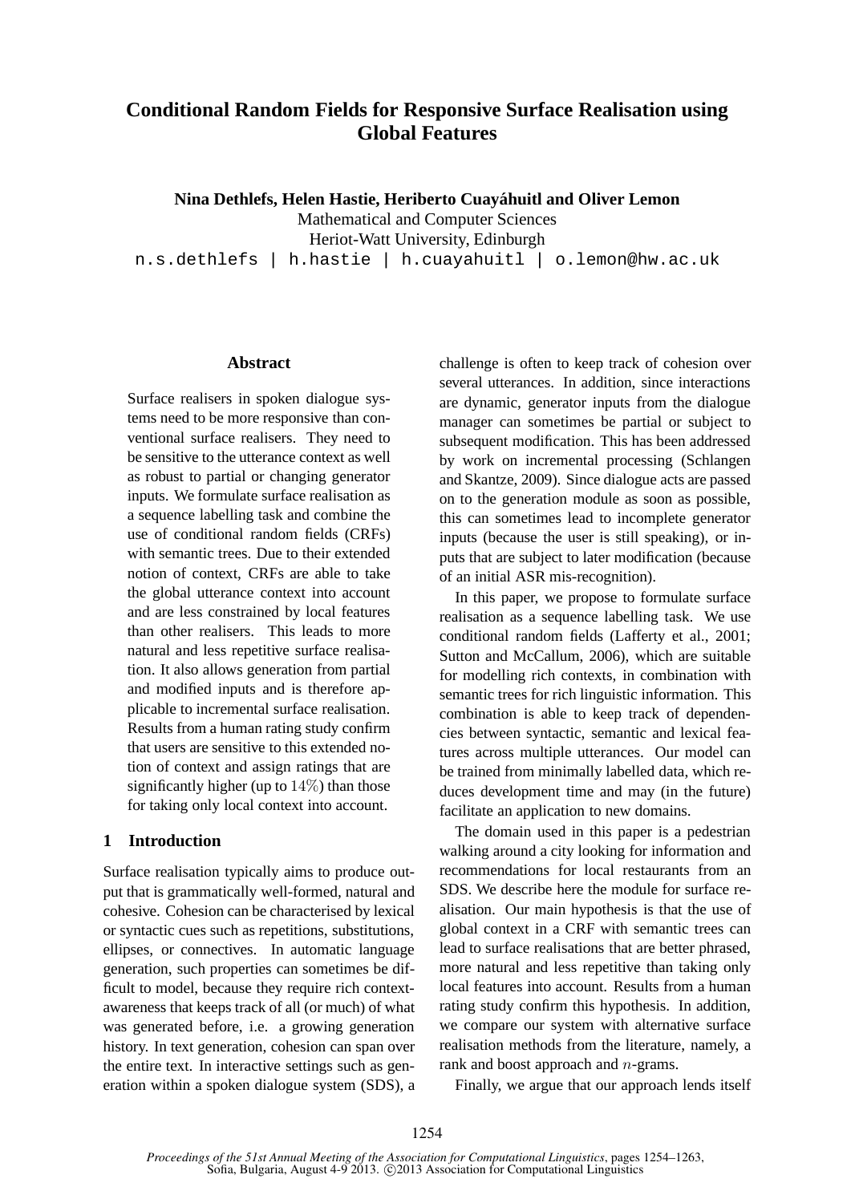# Conditional Random Fields for Responsive Surface Realisation using Global Features

**Nina Dethlefs, Helen Hastie, Heriberto Cuayáhuitl and Oliver Lemon**

Mathematical and Computer Sciences
Heriot-Watt University, Edinburgh
n.s.dethlefs | h.hastie | h.cuayahuitl | o.lemon@hw.ac.uk

## Abstract

Surface realisers in spoken dialogue systems need to be more responsive than conventional surface realisers. They need to be sensitive to the utterance context as well as robust to partial or changing generator inputs. We formulate surface realisation as a sequence labelling task and combine the use of conditional random fields (CRFs) with semantic trees. Due to their extended notion of context, CRFs are able to take the global utterance context into account and are less constrained by local features than other realisers. This leads to more natural and less repetitive surface realisation. It also allows generation from partial and modified inputs and is therefore applicable to incremental surface realisation. Results from a human rating study confirm that users are sensitive to this extended notion of context and assign ratings that are significantly higher (up to $14\%$) than those for taking only local context into account.

## 1 Introduction

Surface realisation typically aims to produce output that is grammatically well-formed, natural and cohesive. Cohesion can be characterised by lexical or syntactic cues such as repetitions, substitutions, ellipses, or connectives. In automatic language generation, such properties can sometimes be difficult to model, because they require rich context-awareness that keeps track of all (or much) of what was generated before, i.e. a growing generation history. In text generation, cohesion can span over the entire text. In interactive settings such as generation within a spoken dialogue system (SDS), a challenge is often to keep track of cohesion over several utterances. In addition, since interactions are dynamic, generator inputs from the dialogue manager can sometimes be partial or subject to subsequent modification. This has been addressed by work on incremental processing (Schlangen and Skantze, 2009). Since dialogue acts are passed on to the generation module as soon as possible, this can sometimes lead to incomplete generator inputs (because the user is still speaking), or inputs that are subject to later modification (because of an initial ASR mis-recognition).

In this paper, we propose to formulate surface realisation as a sequence labelling task. We use conditional random fields (Lafferty et al., 2001; Sutton and McCallum, 2006), which are suitable for modelling rich contexts, in combination with semantic trees for rich linguistic information. This combination is able to keep track of dependencies between syntactic, semantic and lexical features across multiple utterances. Our model can be trained from minimally labelled data, which reduces development time and may (in the future) facilitate an application to new domains.

The domain used in this paper is a pedestrian walking around a city looking for information and recommendations for local restaurants from an SDS. We describe here the module for surface realisation. Our main hypothesis is that the use of global context in a CRF with semantic trees can lead to surface realisations that are better phrased, more natural and less repetitive than taking only local features into account. Results from a human rating study confirm this hypothesis. In addition, we compare our system with alternative surface realisation methods from the literature, namely, a rank and boost approach and $n$-grams.

Finally, we argue that our approach lends itself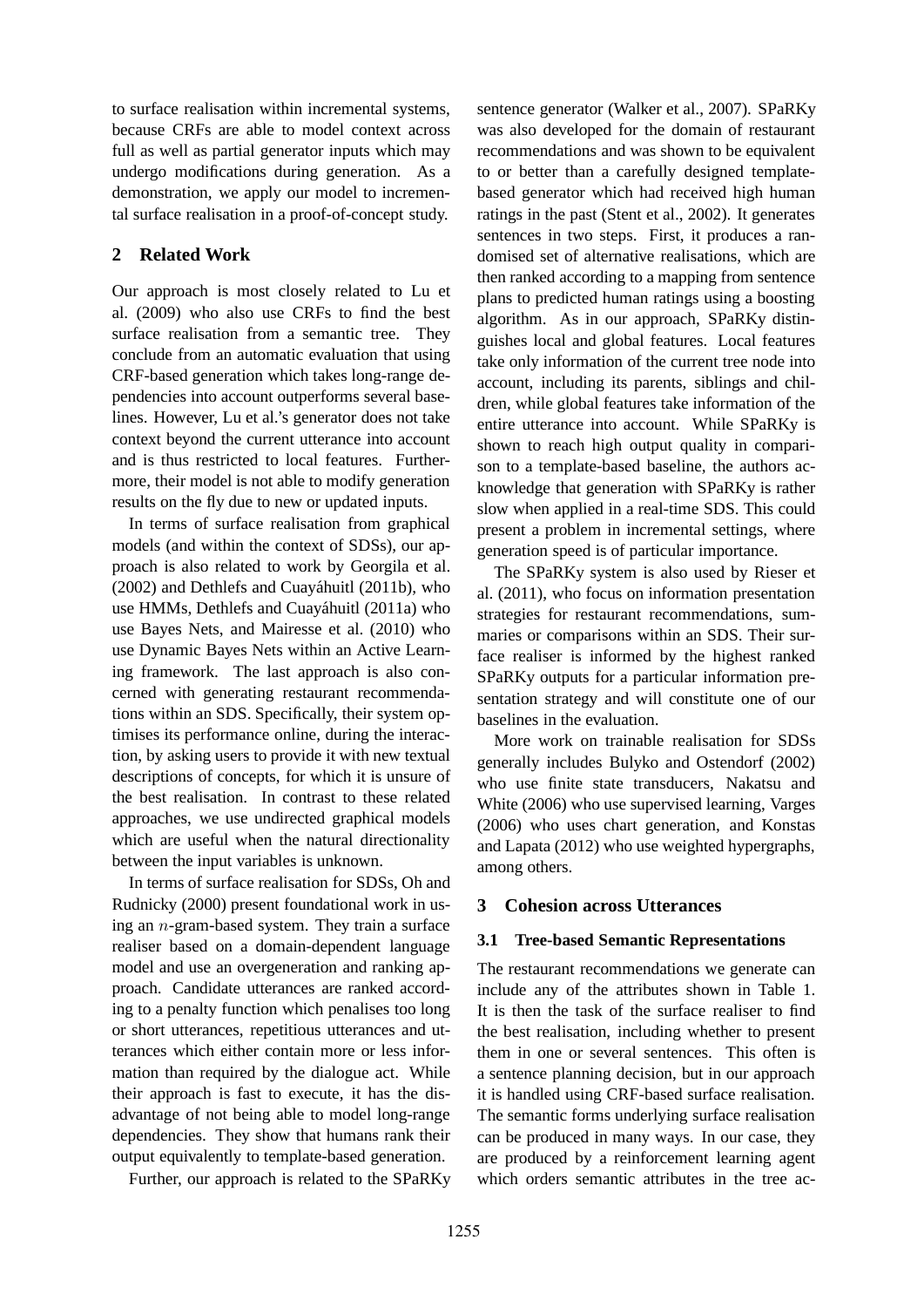to surface realisation within incremental systems, because CRFs are able to model context across full as well as partial generator inputs which may undergo modifications during generation. As a demonstration, we apply our model to incremental surface realisation in a proof-of-concept study.

## 2 Related Work

Our approach is most closely related to Lu et al. (2009) who also use CRFs to find the best surface realisation from a semantic tree. They conclude from an automatic evaluation that using CRF-based generation which takes long-range dependencies into account outperforms several baselines. However, Lu et al.'s generator does not take context beyond the current utterance into account and is thus restricted to local features. Furthermore, their model is not able to modify generation results on the fly due to new or updated inputs.

In terms of surface realisation from graphical models (and within the context of SDSs), our approach is also related to work by Georgila et al. (2002) and Dethlefs and Cuayáhuitl (2011b), who use HMMs, Dethlefs and Cuayáhuitl (2011a) who use Bayes Nets, and Mairesse et al. (2010) who use Dynamic Bayes Nets within an Active Learning framework. The last approach is also concerned with generating restaurant recommendations within an SDS. Specifically, their system optimises its performance online, during the interaction, by asking users to provide it with new textual descriptions of concepts, for which it is unsure of the best realisation. In contrast to these related approaches, we use undirected graphical models which are useful when the natural directionality between the input variables is unknown.

In terms of surface realisation for SDSs, Oh and Rudnicky (2000) present foundational work in using an $n$-gram-based system. They train a surface realiser based on a domain-dependent language model and use an overgeneration and ranking approach. Candidate utterances are ranked according to a penalty function which penalises too long or short utterances, repetitious utterances and utterances which either contain more or less information than required by the dialogue act. While their approach is fast to execute, it has the disadvantage of not being able to model long-range dependencies. They show that humans rank their output equivalently to template-based generation.

Further, our approach is related to the SPaRKy sentence generator (Walker et al., 2007). SPaRKy was also developed for the domain of restaurant recommendations and was shown to be equivalent to or better than a carefully designed template-based generator which had received high human ratings in the past (Stent et al., 2002). It generates sentences in two steps. First, it produces a randomised set of alternative realisations, which are then ranked according to a mapping from sentence plans to predicted human ratings using a boosting algorithm. As in our approach, SPaRKy distinguishes local and global features. Local features take only information of the current tree node into account, including its parents, siblings and children, while global features take information of the entire utterance into account. While SPaRKy is shown to reach high output quality in comparison to a template-based baseline, the authors acknowledge that generation with SPaRKy is rather slow when applied in a real-time SDS. This could present a problem in incremental settings, where generation speed is of particular importance.

The SPaRKy system is also used by Rieser et al. (2011), who focus on information presentation strategies for restaurant recommendations, summaries or comparisons within an SDS. Their surface realiser is informed by the highest ranked SPaRKy outputs for a particular information presentation strategy and will constitute one of our baselines in the evaluation.

More work on trainable realisation for SDSs generally includes Bulyko and Ostendorf (2002) who use finite state transducers, Nakatsu and White (2006) who use supervised learning, Varges (2006) who uses chart generation, and Konstas and Lapata (2012) who use weighted hypergraphs, among others.

## 3 Cohesion across Utterances

### 3.1 Tree-based Semantic Representations

The restaurant recommendations we generate can include any of the attributes shown in Table 1. It is then the task of the surface realiser to find the best realisation, including whether to present them in one or several sentences. This often is a sentence planning decision, but in our approach it is handled using CRF-based surface realisation. The semantic forms underlying surface realisation can be produced in many ways. In our case, they are produced by a reinforcement learning agent which orders semantic attributes in the tree ac-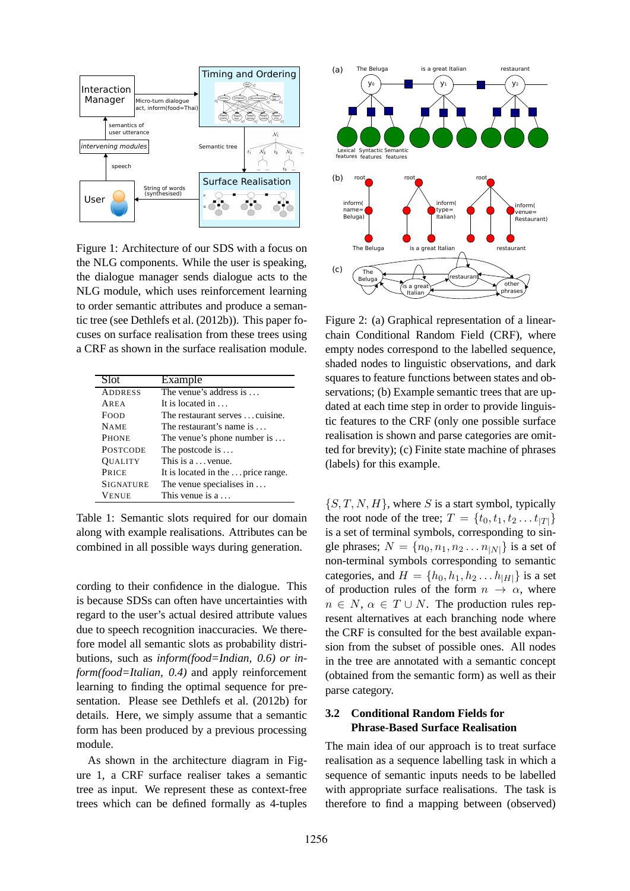Figure 1: Architecture of our SDS with a focus on the NLG components. While the user is speaking, the dialogue manager sends dialogue acts to the NLG module, which uses reinforcement learning to order semantic attributes and produce a semantic tree (see Dethlefs et al. (2012b)). This paper focuses on surface realisation from these trees using a CRF as shown in the surface realisation module.

| Slot | Example |
|---|---|
| ADDRESS | The venue's address is ... |
| AREA | It is located in ... |
| FOOD | The restaurant serves ... cuisine. |
| NAME | The restaurant's name is ... |
| PHONE | The venue's phone number is ... |
| POSTCODE | The postcode is ... |
| QUALITY | This is a ... venue. |
| PRICE | It is located in the ... price range. |
| SIGNATURE | The venue specialises in ... |
| VENUE | This venue is a ... |

Table 1: Semantic slots required for our domain along with example realisations. Attributes can be combined in all possible ways during generation.

cording to their confidence in the dialogue. This is because SDSs can often have uncertainties with regard to the user's actual desired attribute values due to speech recognition inaccuracies. We therefore model all semantic slots as probability distributions, such as *inform(food=Indian, 0.6) or inform(food=Italian, 0.4)* and apply reinforcement learning to finding the optimal sequence for presentation. Please see Dethlefs et al. (2012b) for details. Here, we simply assume that a semantic form has been produced by a previous processing module.

As shown in the architecture diagram in Figure 1, a CRF surface realiser takes a semantic tree as input. We represent these as context-free trees which can be defined formally as 4-tuples

Figure 2: (a) Graphical representation of a linear-chain Conditional Random Field (CRF), where empty nodes correspond to the labelled sequence, shaded nodes to linguistic observations, and dark squares to feature functions between states and observations; (b) Example semantic trees that are updated at each time step in order to provide linguistic features to the CRF (only one possible surface realisation is shown and parse categories are omitted for brevity); (c) Finite state machine of phrases (labels) for this example.

$\{S, T, N, H\}$, where $S$ is a start symbol, typically the root node of the tree; $T = \{t_0, t_1, t_2 \ldots t_{|T|}\}$ is a set of terminal symbols, corresponding to single phrases; $N = \{n_0, n_1, n_2 \ldots n_{|N|}\}$ is a set of non-terminal symbols corresponding to semantic categories, and $H = \{h_0, h_1, h_2 \ldots h_{|H|}\}$ is a set of production rules of the form $n \rightarrow \alpha$, where $n \in N$, $\alpha \in T \cup N$. The production rules represent alternatives at each branching node where the CRF is consulted for the best available expansion from the subset of possible ones. All nodes in the tree are annotated with a semantic concept (obtained from the semantic form) as well as their parse category.

### 3.2 Conditional Random Fields for Phrase-Based Surface Realisation

The main idea of our approach is to treat surface realisation as a sequence labelling task in which a sequence of semantic inputs needs to be labelled with appropriate surface realisations. The task is therefore to find a mapping between (observed)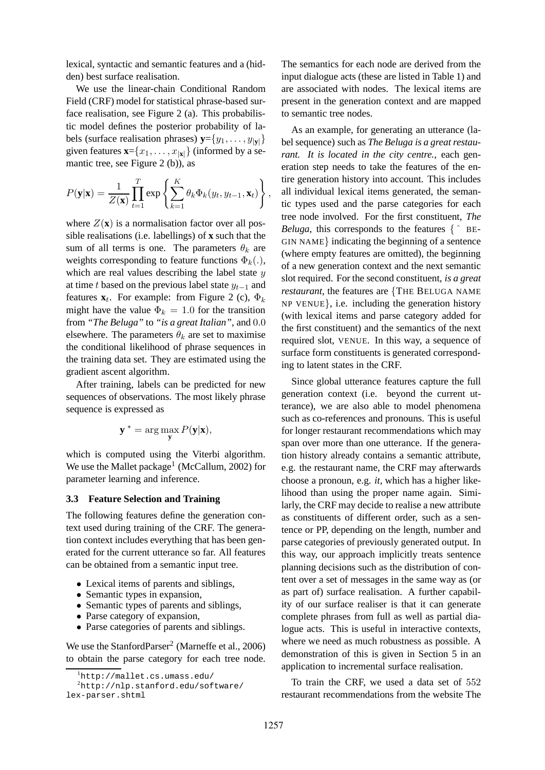lexical, syntactic and semantic features and a (hidden) best surface realisation.

We use the linear-chain Conditional Random Field (CRF) model for statistical phrase-based surface realisation, see Figure 2 (a). This probabilistic model defines the posterior probability of labels (surface realisation phrases) $\mathbf{y}=\{y_1,\ldots,y_{|\mathbf{y}|}\}$ given features $\mathbf{x}=\{x_1,\ldots,x_{|\mathbf{x}|}\}$ (informed by a semantic tree, see Figure 2 (b)), as

$$P(\mathbf{y}|\mathbf{x}) = \frac{1}{Z(\mathbf{x})}\prod_{t=1}^{T}\exp\left\{\sum_{k=1}^{K}\theta_k\Phi_k(y_t,y_{t-1},\mathbf{x}_t)\right\},$$

where $Z(\mathbf{x})$ is a normalisation factor over all possible realisations (i.e. labellings) of $\mathbf{x}$ such that the sum of all terms is one. The parameters $\theta_k$ are weights corresponding to feature functions $\Phi_k(.)$, which are real values describing the label state $y$ at time $t$ based on the previous label state $y_{t-1}$ and features $\mathbf{x}_t$. For example: from Figure 2 (c), $\Phi_k$ might have the value $\Phi_k = 1.0$ for the transition from "*The Beluga*" to "*is a great Italian*", and $0.0$ elsewhere. The parameters $\theta_k$ are set to maximise the conditional likelihood of phrase sequences in the training data set. They are estimated using the gradient ascent algorithm.

After training, labels can be predicted for new sequences of observations. The most likely phrase sequence is expressed as

$$\mathbf{y}^* = \arg\max_{\mathbf{y}} P(\mathbf{y}|\mathbf{x}),$$

which is computed using the Viterbi algorithm. We use the Mallet package[1] (McCallum, 2002) for parameter learning and inference.

### 3.3 Feature Selection and Training

The following features define the generation context used during training of the CRF. The generation context includes everything that has been generated for the current utterance so far. All features can be obtained from a semantic input tree.

- Lexical items of parents and siblings,
- Semantic types in expansion,
- Semantic types of parents and siblings,
- Parse category of expansion,
- Parse categories of parents and siblings.

We use the StanfordParser[2] (Marneffe et al., 2006) to obtain the parse category for each tree node. The semantics for each node are derived from the input dialogue acts (these are listed in Table 1) and are associated with nodes. The lexical items are present in the generation context and are mapped to semantic tree nodes.

As an example, for generating an utterance (label sequence) such as *The Beluga is a great restaurant. It is located in the city centre.*, each generation step needs to take the features of the entire generation history into account. This includes all individual lexical items generated, the semantic types used and the parse categories for each tree node involved. For the first constituent, *The Beluga*, this corresponds to the features {ˆ BEGIN NAME} indicating the beginning of a sentence (where empty features are omitted), the beginning of a new generation context and the next semantic slot required. For the second constituent, *is a great restaurant*, the features are {THE BELUGA NAME NP VENUE}, i.e. including the generation history (with lexical items and parse category added for the first constituent) and the semantics of the next required slot, VENUE. In this way, a sequence of surface form constituents is generated corresponding to latent states in the CRF.

Since global utterance features capture the full generation context (i.e. beyond the current utterance), we are also able to model phenomena such as co-references and pronouns. This is useful for longer restaurant recommendations which may span over more than one utterance. If the generation history already contains a semantic attribute, e.g. the restaurant name, the CRF may afterwards choose a pronoun, e.g. *it*, which has a higher likelihood than using the proper name again. Similarly, the CRF may decide to realise a new attribute as constituents of different order, such as a sentence or PP, depending on the length, number and parse categories of previously generated output. In this way, our approach implicitly treats sentence planning decisions such as the distribution of content over a set of messages in the same way as (or as part of) surface realisation. A further capability of our surface realiser is that it can generate complete phrases from full as well as partial dialogue acts. This is useful in interactive contexts, where we need as much robustness as possible. A demonstration of this is given in Section 5 in an application to incremental surface realisation.

To train the CRF, we used a data set of 552 restaurant recommendations from the website The

[1] http://mallet.cs.umass.edu/

[2] http://nlp.stanford.edu/software/lex-parser.shtml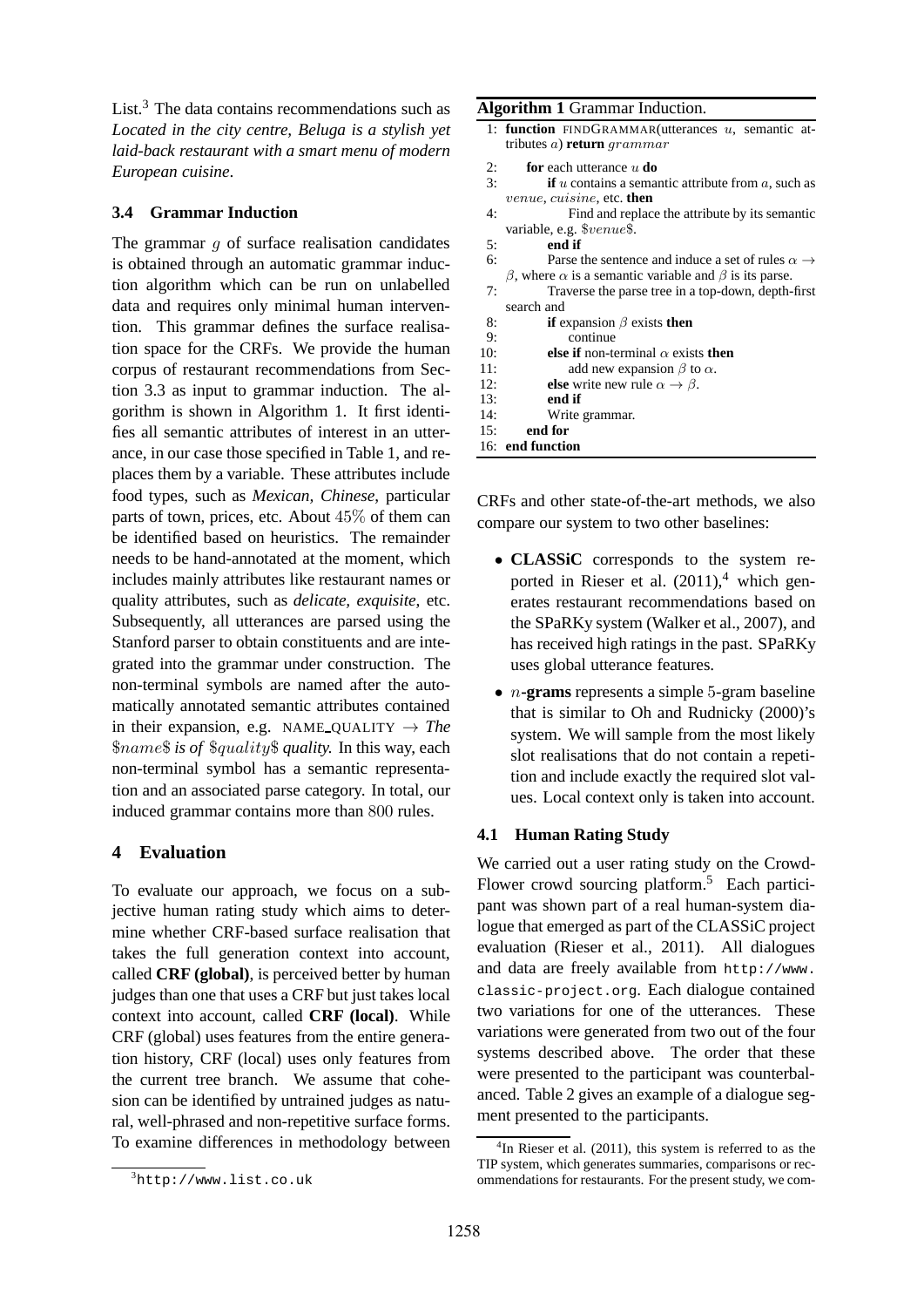List.[3] The data contains recommendations such as *Located in the city centre, Beluga is a stylish yet laid-back restaurant with a smart menu of modern European cuisine*.

### 3.4 Grammar Induction

The grammar $g$ of surface realisation candidates is obtained through an automatic grammar induction algorithm which can be run on unlabelled data and requires only minimal human intervention. This grammar defines the surface realisation space for the CRFs. We provide the human corpus of restaurant recommendations from Section 3.3 as input to grammar induction. The algorithm is shown in Algorithm 1. It first identifies all semantic attributes of interest in an utterance, in our case those specified in Table 1, and replaces them by a variable. These attributes include food types, such as *Mexican, Chinese*, particular parts of town, prices, etc. About 45% of them can be identified based on heuristics. The remainder needs to be hand-annotated at the moment, which includes mainly attributes like restaurant names or quality attributes, such as *delicate, exquisite*, etc. Subsequently, all utterances are parsed using the Stanford parser to obtain constituents and are integrated into the grammar under construction. The non-terminal symbols are named after the automatically annotated semantic attributes contained in their expansion, e.g. NAME_QUALITY $\rightarrow$ *The* $\$name\$$ *is of* $\$quality\$$ *quality.* In this way, each non-terminal symbol has a semantic representation and an associated parse category. In total, our induced grammar contains more than 800 rules.

**Algorithm 1** Grammar Induction.

```
1: function FINDGRAMMAR(utterances u, semantic attributes a) return grammar
2:     for each utterance u do
3:         if u contains a semantic attribute from a, such as venue, cuisine, etc. then
4:             Find and replace the attribute by its semantic variable, e.g. $venue$.
5:         end if
6:         Parse the sentence and induce a set of rules α → β, where α is a semantic variable and β is its parse.
7:         Traverse the parse tree in a top-down, depth-first search and
8:         if expansion β exists then
9:             continue
10:        else if non-terminal α exists then
11:            add new expansion β to α.
12:        else write new rule α → β.
13:        end if
14:        Write grammar.
15:    end for
16: end function
```

## 4 Evaluation

To evaluate our approach, we focus on a subjective human rating study which aims to determine whether CRF-based surface realisation that takes the full generation context into account, called **CRF (global)**, is perceived better by human judges than one that uses a CRF but just takes local context into account, called **CRF (local)**. While CRF (global) uses features from the entire generation history, CRF (local) uses only features from the current tree branch. We assume that cohesion can be identified by untrained judges as natural, well-phrased and non-repetitive surface forms. To examine differences in methodology between CRFs and other state-of-the-art methods, we also compare our system to two other baselines:

- **CLASSiC** corresponds to the system reported in Rieser et al. (2011),[4] which generates restaurant recommendations based on the SPaRKy system (Walker et al., 2007), and has received high ratings in the past. SPaRKy uses global utterance features.
- $n$**-grams** represents a simple 5-gram baseline that is similar to Oh and Rudnicky (2000)'s system. We will sample from the most likely slot realisations that do not contain a repetition and include exactly the required slot values. Local context only is taken into account.

### 4.1 Human Rating Study

We carried out a user rating study on the CrowdFlower crowd sourcing platform.[5] Each participant was shown part of a real human-system dialogue that emerged as part of the CLASSiC project evaluation (Rieser et al., 2011). All dialogues and data are freely available from http://www.classic-project.org. Each dialogue contained two variations for one of the utterances. These variations were generated from two out of the four systems described above. The order that these were presented to the participant was counterbalanced. Table 2 gives an example of a dialogue segment presented to the participants.

[3] http://www.list.co.uk

[4] In Rieser et al. (2011), this system is referred to as the TIP system, which generates summaries, comparisons or recommendations for restaurants. For the present study, we com-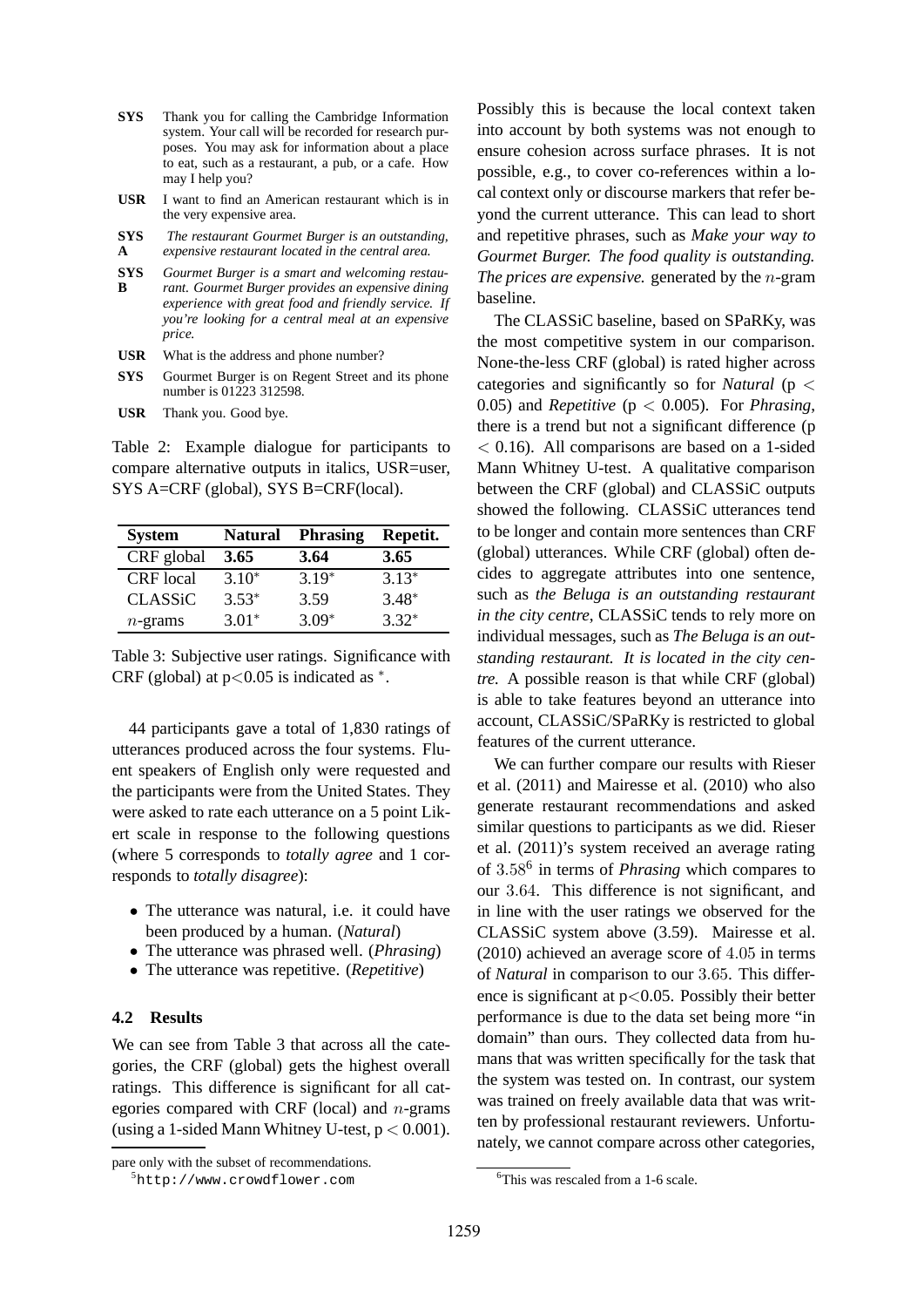| | |
|---|---|
| **SYS** | Thank you for calling the Cambridge Information system. Your call will be recorded for research purposes. You may ask for information about a place to eat, such as a restaurant, a pub, or a cafe. How may I help you? |
| **USR** | I want to find an American restaurant which is in the very expensive area. |
| **SYS A** | *The restaurant Gourmet Burger is an outstanding, expensive restaurant located in the central area.* |
| **SYS B** | *Gourmet Burger is a smart and welcoming restaurant. Gourmet Burger provides an expensive dining experience with great food and friendly service. If you're looking for a central meal at an expensive price.* |
| **USR** | What is the address and phone number? |
| **SYS** | Gourmet Burger is on Regent Street and its phone number is 01223 312598. |
| **USR** | Thank you. Good bye. |

Table 2: Example dialogue for participants to compare alternative outputs in italics, USR=user, SYS A=CRF (global), SYS B=CRF(local).

| System | Natural | Phrasing | Repetit. |
|---|---|---|---|
| CRF global | **3.65** | **3.64** | **3.65** |
| CRF local | $3.10^*$ | $3.19^*$ | $3.13^*$ |
| CLASSiC | $3.53^*$ | 3.59 | $3.48^*$ |
| $n$-grams | $3.01^*$ | $3.09^*$ | $3.32^*$ |

Table 3: Subjective user ratings. Significance with CRF (global) at $p<0.05$ is indicated as $^*$.

44 participants gave a total of 1,830 ratings of utterances produced across the four systems. Fluent speakers of English only were requested and the participants were from the United States. They were asked to rate each utterance on a 5 point Likert scale in response to the following questions (where 5 corresponds to *totally agree* and 1 corresponds to *totally disagree*):

- The utterance was natural, i.e. it could have been produced by a human. (*Natural*)
- The utterance was phrased well. (*Phrasing*)
- The utterance was repetitive. (*Repetitive*)

### 4.2 Results

We can see from Table 3 that across all the categories, the CRF (global) gets the highest overall ratings. This difference is significant for all categories compared with CRF (local) and $n$-grams (using a 1-sided Mann Whitney U-test, $p < 0.001$). Possibly this is because the local context taken into account by both systems was not enough to ensure cohesion across surface phrases. It is not possible, e.g., to cover co-references within a local context only or discourse markers that refer beyond the current utterance. This can lead to short and repetitive phrases, such as *Make your way to Gourmet Burger. The food quality is outstanding. The prices are expensive.* generated by the $n$-gram baseline.

The CLASSiC baseline, based on SPaRKy, was the most competitive system in our comparison. None-the-less CRF (global) is rated higher across categories and significantly so for *Natural* ($p < 0.05$) and *Repetitive* ($p < 0.005$). For *Phrasing*, there is a trend but not a significant difference ($p < 0.16$). All comparisons are based on a 1-sided Mann Whitney U-test. A qualitative comparison between the CRF (global) and CLASSiC outputs showed the following. CLASSiC utterances tend to be longer and contain more sentences than CRF (global) utterances. While CRF (global) often decides to aggregate attributes into one sentence, such as *the Beluga is an outstanding restaurant in the city centre*, CLASSiC tends to rely more on individual messages, such as *The Beluga is an outstanding restaurant. It is located in the city centre.* A possible reason is that while CRF (global) is able to take features beyond an utterance into account, CLASSiC/SPaRKy is restricted to global features of the current utterance.

We can further compare our results with Rieser et al. (2011) and Mairesse et al. (2010) who also generate restaurant recommendations and asked similar questions to participants as we did. Rieser et al. (2011)'s system received an average rating of $3.58$[6] in terms of *Phrasing* which compares to our $3.64$. This difference is not significant, and in line with the user ratings we observed for the CLASSiC system above (3.59). Mairesse et al. (2010) achieved an average score of $4.05$ in terms of *Natural* in comparison to our $3.65$. This difference is significant at $p<0.05$. Possibly their better performance is due to the data set being more "in domain" than ours. They collected data from humans that was written specifically for the task that the system was tested on. In contrast, our system was trained on freely available data that was written by professional restaurant reviewers. Unfortunately, we cannot compare across other categories,

pare only with the subset of recommendations.

[5] http://www.crowdflower.com

[6] This was rescaled from a 1-6 scale.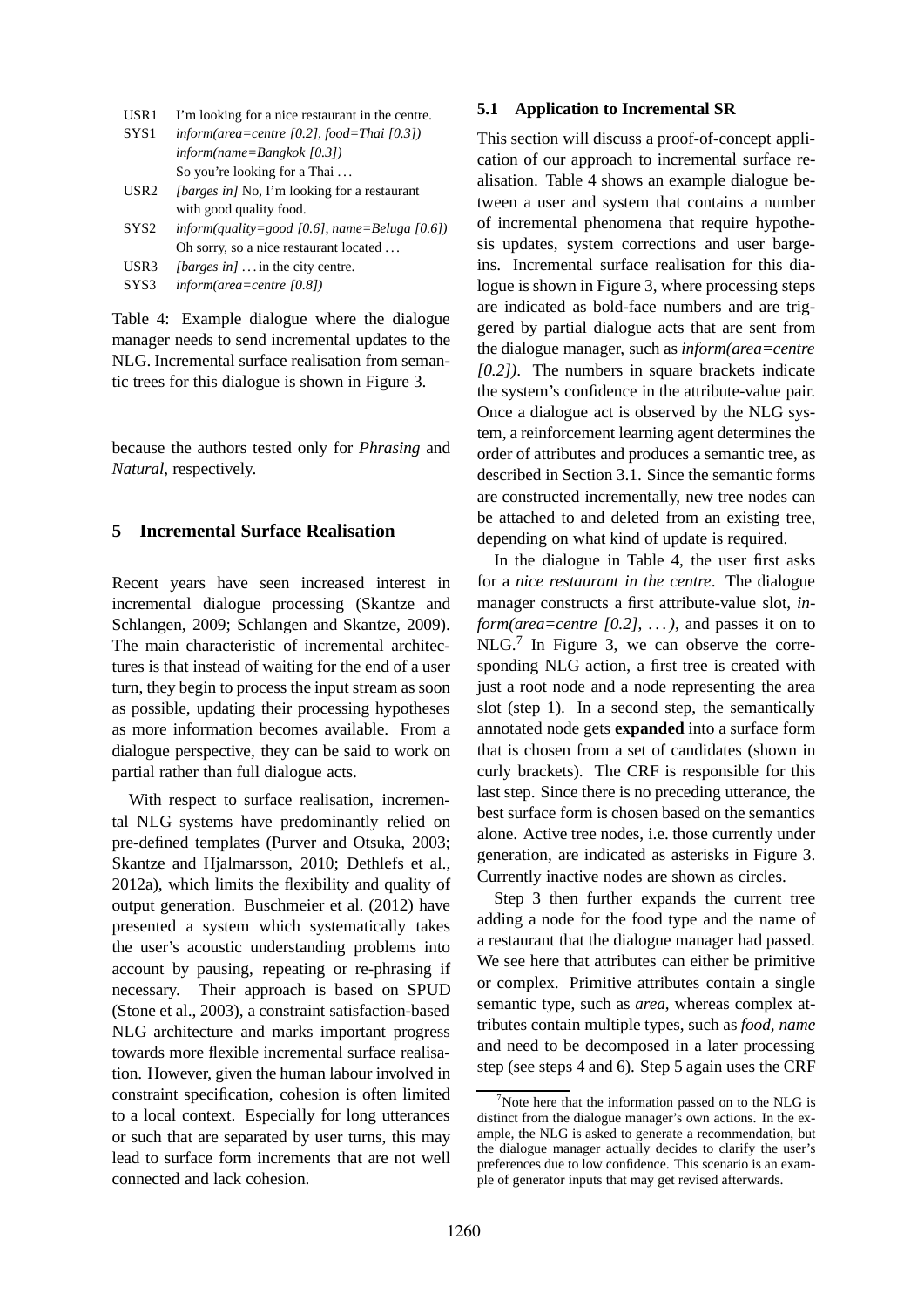| | |
|---|---|
| USR1 | I'm looking for a nice restaurant in the centre. |
| SYS1 | *inform(area=centre [0.2], food=Thai [0.3])* |
| | *inform(name=Bangkok [0.3])* |
| | So you're looking for a Thai ... |
| USR2 | *[barges in]* No, I'm looking for a restaurant with good quality food. |
| SYS2 | *inform(quality=good [0.6], name=Beluga [0.6])* |
| | Oh sorry, so a nice restaurant located ... |
| USR3 | *[barges in]* ... in the city centre. |
| SYS3 | *inform(area=centre [0.8])* |

Table 4: Example dialogue where the dialogue manager needs to send incremental updates to the NLG. Incremental surface realisation from semantic trees for this dialogue is shown in Figure 3.

because the authors tested only for *Phrasing* and *Natural*, respectively.

## 5 Incremental Surface Realisation

Recent years have seen increased interest in incremental dialogue processing (Skantze and Schlangen, 2009; Schlangen and Skantze, 2009). The main characteristic of incremental architectures is that instead of waiting for the end of a user turn, they begin to process the input stream as soon as possible, updating their processing hypotheses as more information becomes available. From a dialogue perspective, they can be said to work on partial rather than full dialogue acts.

With respect to surface realisation, incremental NLG systems have predominantly relied on pre-defined templates (Purver and Otsuka, 2003; Skantze and Hjalmarsson, 2010; Dethlefs et al., 2012a), which limits the flexibility and quality of output generation. Buschmeier et al. (2012) have presented a system which systematically takes the user's acoustic understanding problems into account by pausing, repeating or re-phrasing if necessary. Their approach is based on SPUD (Stone et al., 2003), a constraint satisfaction-based NLG architecture and marks important progress towards more flexible incremental surface realisation. However, given the human labour involved in constraint specification, cohesion is often limited to a local context. Especially for long utterances or such that are separated by user turns, this may lead to surface form increments that are not well connected and lack cohesion.

### 5.1 Application to Incremental SR

This section will discuss a proof-of-concept application of our approach to incremental surface realisation. Table 4 shows an example dialogue between a user and system that contains a number of incremental phenomena that require hypothesis updates, system corrections and user barge-ins. Incremental surface realisation for this dialogue is shown in Figure 3, where processing steps are indicated as bold-face numbers and are triggered by partial dialogue acts that are sent from the dialogue manager, such as *inform(area=centre [0.2])*. The numbers in square brackets indicate the system's confidence in the attribute-value pair. Once a dialogue act is observed by the NLG system, a reinforcement learning agent determines the order of attributes and produces a semantic tree, as described in Section 3.1. Since the semantic forms are constructed incrementally, new tree nodes can be attached to and deleted from an existing tree, depending on what kind of update is required.

In the dialogue in Table 4, the user first asks for a *nice restaurant in the centre*. The dialogue manager constructs a first attribute-value slot, *inform(area=centre [0.2], ...)*, and passes it on to NLG.[7] In Figure 3, we can observe the corresponding NLG action, a first tree is created with just a root node and a node representing the area slot (step 1). In a second step, the semantically annotated node gets **expanded** into a surface form that is chosen from a set of candidates (shown in curly brackets). The CRF is responsible for this last step. Since there is no preceding utterance, the best surface form is chosen based on the semantics alone. Active tree nodes, i.e. those currently under generation, are indicated as asterisks in Figure 3. Currently inactive nodes are shown as circles.

Step 3 then further expands the current tree adding a node for the food type and the name of a restaurant that the dialogue manager had passed. We see here that attributes can either be primitive or complex. Primitive attributes contain a single semantic type, such as *area*, whereas complex attributes contain multiple types, such as *food, name* and need to be decomposed in a later processing step (see steps 4 and 6). Step 5 again uses the CRF

[7] Note here that the information passed on to the NLG is distinct from the dialogue manager's own actions. In the example, the NLG is asked to generate a recommendation, but the dialogue manager actually decides to clarify the user's preferences due to low confidence. This scenario is an example of generator inputs that may get revised afterwards.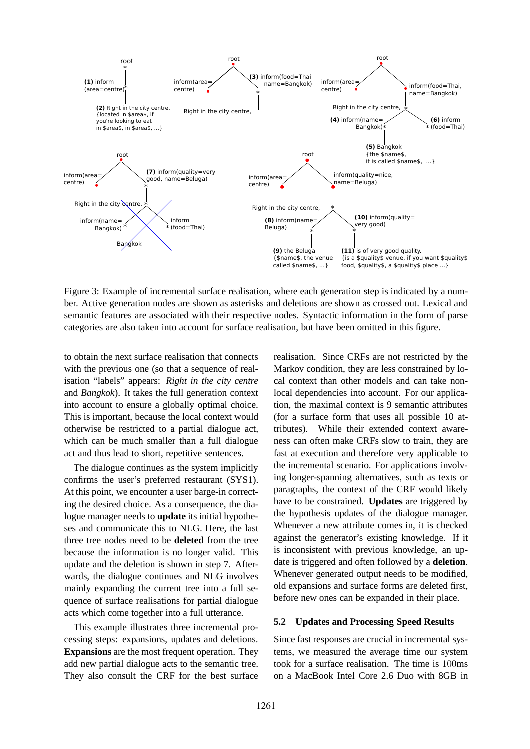Figure 3: Example of incremental surface realisation, where each generation step is indicated by a number. Active generation nodes are shown as asterisks and deletions are shown as crossed out. Lexical and semantic features are associated with their respective nodes. Syntactic information in the form of parse categories are also taken into account for surface realisation, but have been omitted in this figure.

to obtain the next surface realisation that connects with the previous one (so that a sequence of realisation "labels" appears: *Right in the city centre* and *Bangkok*). It takes the full generation context into account to ensure a globally optimal choice. This is important, because the local context would otherwise be restricted to a partial dialogue act, which can be much smaller than a full dialogue act and thus lead to short, repetitive sentences.

The dialogue continues as the system implicitly confirms the user's preferred restaurant (SYS1). At this point, we encounter a user barge-in correcting the desired choice. As a consequence, the dialogue manager needs to **update** its initial hypotheses and communicate this to NLG. Here, the last three tree nodes need to be **deleted** from the tree because the information is no longer valid. This update and the deletion is shown in step 7. Afterwards, the dialogue continues and NLG involves mainly expanding the current tree into a full sequence of surface realisations for partial dialogue acts which come together into a full utterance.

This example illustrates three incremental processing steps: expansions, updates and deletions. **Expansions** are the most frequent operation. They add new partial dialogue acts to the semantic tree. They also consult the CRF for the best surface realisation. Since CRFs are not restricted by the Markov condition, they are less constrained by local context than other models and can take non-local dependencies into account. For our application, the maximal context is 9 semantic attributes (for a surface form that uses all possible 10 attributes). While their extended context awareness can often make CRFs slow to train, they are fast at execution and therefore very applicable to the incremental scenario. For applications involving longer-spanning alternatives, such as texts or paragraphs, the context of the CRF would likely have to be constrained. **Updates** are triggered by the hypothesis updates of the dialogue manager. Whenever a new attribute comes in, it is checked against the generator's existing knowledge. If it is inconsistent with previous knowledge, an update is triggered and often followed by a **deletion**. Whenever generated output needs to be modified, old expansions and surface forms are deleted first, before new ones can be expanded in their place.

### 5.2 Updates and Processing Speed Results

Since fast responses are crucial in incremental systems, we measured the average time our system took for a surface realisation. The time is 100ms on a MacBook Intel Core 2.6 Duo with 8GB in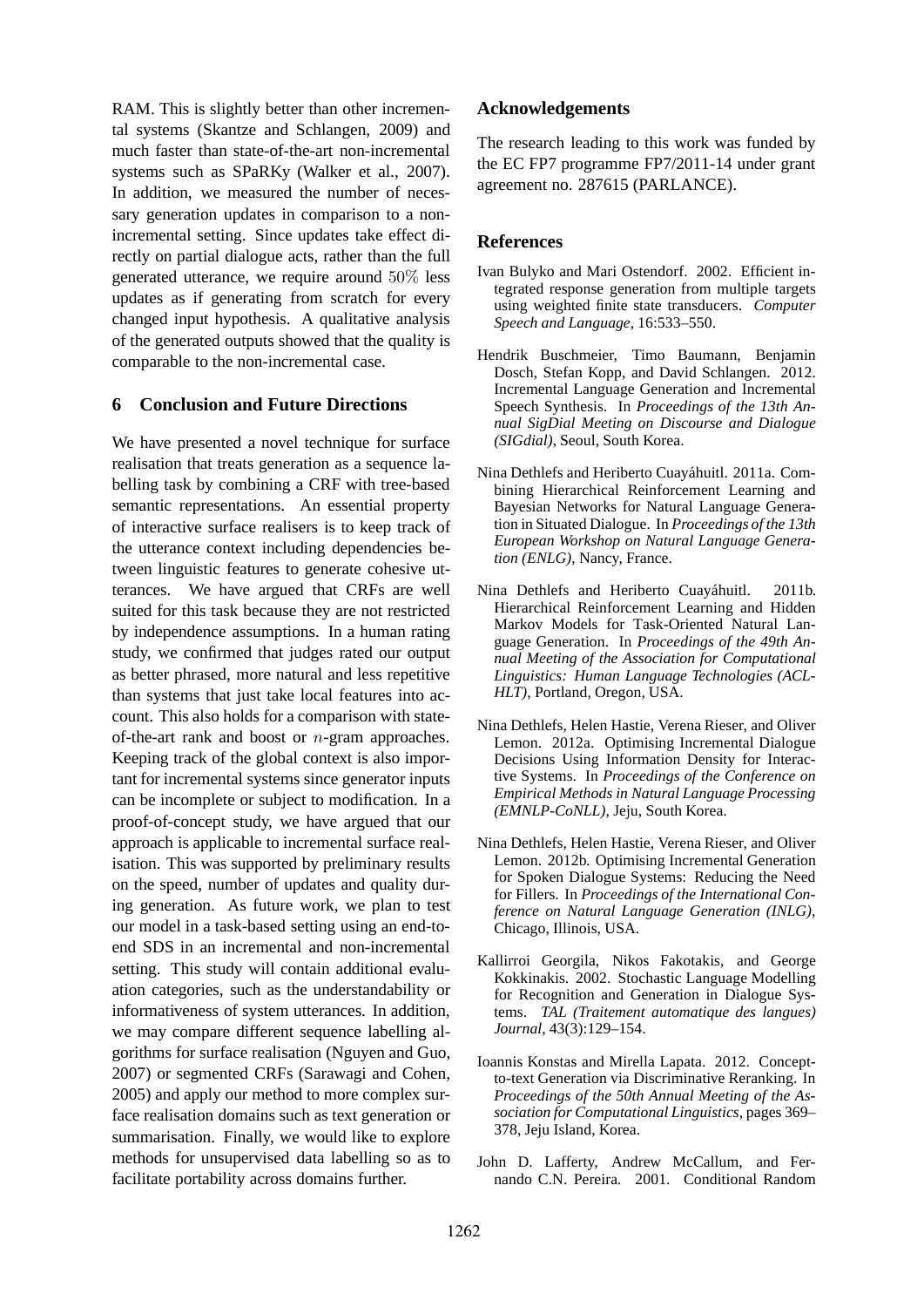RAM. This is slightly better than other incremental systems (Skantze and Schlangen, 2009) and much faster than state-of-the-art non-incremental systems such as SPaRKy (Walker et al., 2007). In addition, we measured the number of necessary generation updates in comparison to a non-incremental setting. Since updates take effect directly on partial dialogue acts, rather than the full generated utterance, we require around $50\%$ less updates as if generating from scratch for every changed input hypothesis. A qualitative analysis of the generated outputs showed that the quality is comparable to the non-incremental case.

## 6 Conclusion and Future Directions

We have presented a novel technique for surface realisation that treats generation as a sequence labelling task by combining a CRF with tree-based semantic representations. An essential property of interactive surface realisers is to keep track of the utterance context including dependencies between linguistic features to generate cohesive utterances. We have argued that CRFs are well suited for this task because they are not restricted by independence assumptions. In a human rating study, we confirmed that judges rated our output as better phrased, more natural and less repetitive than systems that just take local features into account. This also holds for a comparison with state-of-the-art rank and boost or $n$-gram approaches. Keeping track of the global context is also important for incremental systems since generator inputs can be incomplete or subject to modification. In a proof-of-concept study, we have argued that our approach is applicable to incremental surface realisation. This was supported by preliminary results on the speed, number of updates and quality during generation. As future work, we plan to test our model in a task-based setting using an end-to-end SDS in an incremental and non-incremental setting. This study will contain additional evaluation categories, such as the understandability or informativeness of system utterances. In addition, we may compare different sequence labelling algorithms for surface realisation (Nguyen and Guo, 2007) or segmented CRFs (Sarawagi and Cohen, 2005) and apply our method to more complex surface realisation domains such as text generation or summarisation. Finally, we would like to explore methods for unsupervised data labelling so as to facilitate portability across domains further.

## Acknowledgements

The research leading to this work was funded by the EC FP7 programme FP7/2011-14 under grant agreement no. 287615 (PARLANCE).

## References

Ivan Bulyko and Mari Ostendorf. 2002. Efficient integrated response generation from multiple targets using weighted finite state transducers. *Computer Speech and Language*, 16:533–550.

Hendrik Buschmeier, Timo Baumann, Benjamin Dosch, Stefan Kopp, and David Schlangen. 2012. Incremental Language Generation and Incremental Speech Synthesis. In *Proceedings of the 13th Annual SigDial Meeting on Discourse and Dialogue (SIGdial)*, Seoul, South Korea.

Nina Dethlefs and Heriberto Cuayáhuitl. 2011a. Combining Hierarchical Reinforcement Learning and Bayesian Networks for Natural Language Generation in Situated Dialogue. In *Proceedings of the 13th European Workshop on Natural Language Generation (ENLG)*, Nancy, France.

Nina Dethlefs and Heriberto Cuayáhuitl. 2011b. Hierarchical Reinforcement Learning and Hidden Markov Models for Task-Oriented Natural Language Generation. In *Proceedings of the 49th Annual Meeting of the Association for Computational Linguistics: Human Language Technologies (ACL-HLT)*, Portland, Oregon, USA.

Nina Dethlefs, Helen Hastie, Verena Rieser, and Oliver Lemon. 2012a. Optimising Incremental Dialogue Decisions Using Information Density for Interactive Systems. In *Proceedings of the Conference on Empirical Methods in Natural Language Processing (EMNLP-CoNLL)*, Jeju, South Korea.

Nina Dethlefs, Helen Hastie, Verena Rieser, and Oliver Lemon. 2012b. Optimising Incremental Generation for Spoken Dialogue Systems: Reducing the Need for Fillers. In *Proceedings of the International Conference on Natural Language Generation (INLG)*, Chicago, Illinois, USA.

Kallirroi Georgila, Nikos Fakotakis, and George Kokkinakis. 2002. Stochastic Language Modelling for Recognition and Generation in Dialogue Systems. *TAL (Traitement automatique des langues) Journal*, 43(3):129–154.

Ioannis Konstas and Mirella Lapata. 2012. Concept-to-text Generation via Discriminative Reranking. In *Proceedings of the 50th Annual Meeting of the Association for Computational Linguistics*, pages 369–378, Jeju Island, Korea.

John D. Lafferty, Andrew McCallum, and Fernando C.N. Pereira. 2001. Conditional Random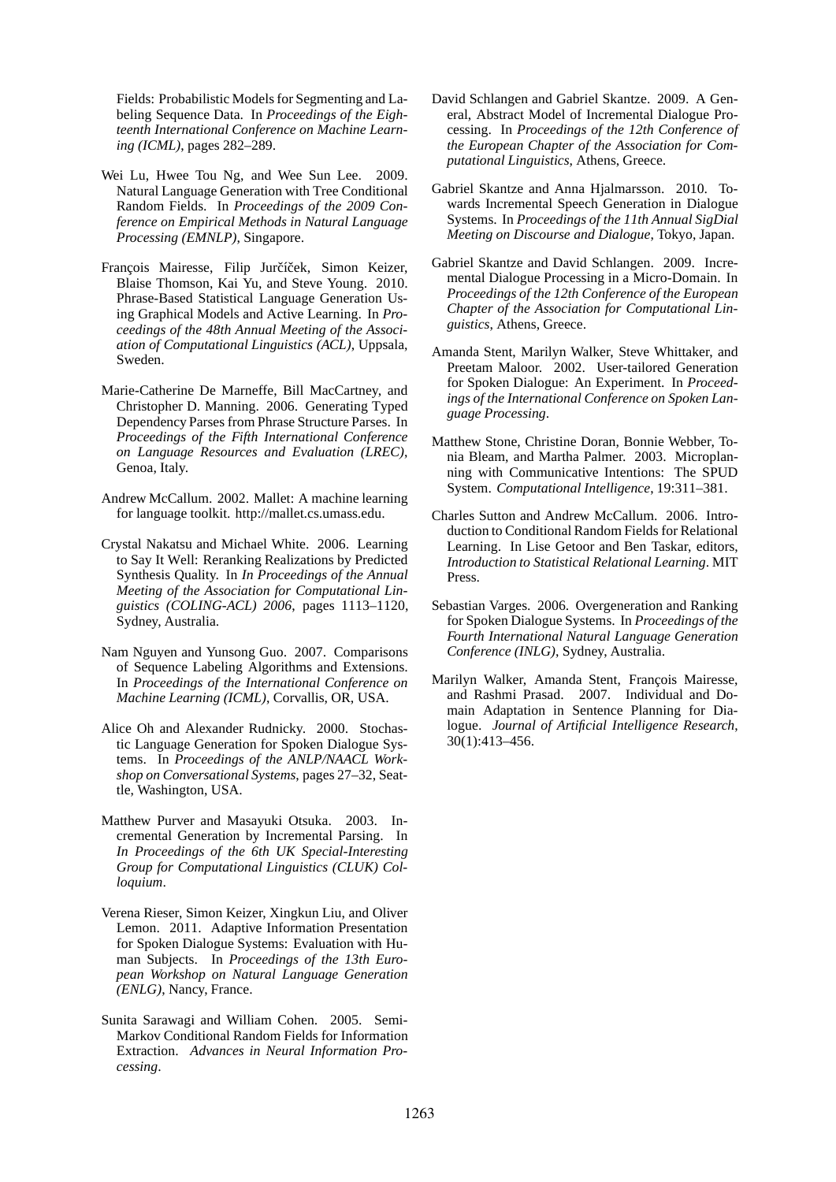Fields: Probabilistic Models for Segmenting and Labeling Sequence Data. In *Proceedings of the Eighteenth International Conference on Machine Learning (ICML)*, pages 282–289.

Wei Lu, Hwee Tou Ng, and Wee Sun Lee. 2009. Natural Language Generation with Tree Conditional Random Fields. In *Proceedings of the 2009 Conference on Empirical Methods in Natural Language Processing (EMNLP)*, Singapore.

François Mairesse, Filip Jurčíček, Simon Keizer, Blaise Thomson, Kai Yu, and Steve Young. 2010. Phrase-Based Statistical Language Generation Using Graphical Models and Active Learning. In *Proceedings of the 48th Annual Meeting of the Association of Computational Linguistics (ACL)*, Uppsala, Sweden.

Marie-Catherine De Marneffe, Bill MacCartney, and Christopher D. Manning. 2006. Generating Typed Dependency Parses from Phrase Structure Parses. In *Proceedings of the Fifth International Conference on Language Resources and Evaluation (LREC)*, Genoa, Italy.

Andrew McCallum. 2002. Mallet: A machine learning for language toolkit. http://mallet.cs.umass.edu.

Crystal Nakatsu and Michael White. 2006. Learning to Say It Well: Reranking Realizations by Predicted Synthesis Quality. In *In Proceedings of the Annual Meeting of the Association for Computational Linguistics (COLING-ACL) 2006*, pages 1113–1120, Sydney, Australia.

Nam Nguyen and Yunsong Guo. 2007. Comparisons of Sequence Labeling Algorithms and Extensions. In *Proceedings of the International Conference on Machine Learning (ICML)*, Corvallis, OR, USA.

Alice Oh and Alexander Rudnicky. 2000. Stochastic Language Generation for Spoken Dialogue Systems. In *Proceedings of the ANLP/NAACL Workshop on Conversational Systems*, pages 27–32, Seattle, Washington, USA.

Matthew Purver and Masayuki Otsuka. 2003. Incremental Generation by Incremental Parsing. In *In Proceedings of the 6th UK Special-Interesting Group for Computational Linguistics (CLUK) Colloquium*.

Verena Rieser, Simon Keizer, Xingkun Liu, and Oliver Lemon. 2011. Adaptive Information Presentation for Spoken Dialogue Systems: Evaluation with Human Subjects. In *Proceedings of the 13th European Workshop on Natural Language Generation (ENLG)*, Nancy, France.

Sunita Sarawagi and William Cohen. 2005. Semi-Markov Conditional Random Fields for Information Extraction. *Advances in Neural Information Processing*.

David Schlangen and Gabriel Skantze. 2009. A General, Abstract Model of Incremental Dialogue Processing. In *Proceedings of the 12th Conference of the European Chapter of the Association for Computational Linguistics*, Athens, Greece.

Gabriel Skantze and Anna Hjalmarsson. 2010. Towards Incremental Speech Generation in Dialogue Systems. In *Proceedings of the 11th Annual SigDial Meeting on Discourse and Dialogue*, Tokyo, Japan.

Gabriel Skantze and David Schlangen. 2009. Incremental Dialogue Processing in a Micro-Domain. In *Proceedings of the 12th Conference of the European Chapter of the Association for Computational Linguistics*, Athens, Greece.

Amanda Stent, Marilyn Walker, Steve Whittaker, and Preetam Maloor. 2002. User-tailored Generation for Spoken Dialogue: An Experiment. In *Proceedings of the International Conference on Spoken Language Processing*.

Matthew Stone, Christine Doran, Bonnie Webber, Tonia Bleam, and Martha Palmer. 2003. Microplanning with Communicative Intentions: The SPUD System. *Computational Intelligence*, 19:311–381.

Charles Sutton and Andrew McCallum. 2006. Introduction to Conditional Random Fields for Relational Learning. In Lise Getoor and Ben Taskar, editors, *Introduction to Statistical Relational Learning*. MIT Press.

Sebastian Varges. 2006. Overgeneration and Ranking for Spoken Dialogue Systems. In *Proceedings of the Fourth International Natural Language Generation Conference (INLG)*, Sydney, Australia.

Marilyn Walker, Amanda Stent, François Mairesse, and Rashmi Prasad. 2007. Individual and Domain Adaptation in Sentence Planning for Dialogue. *Journal of Artificial Intelligence Research*, 30(1):413–456.